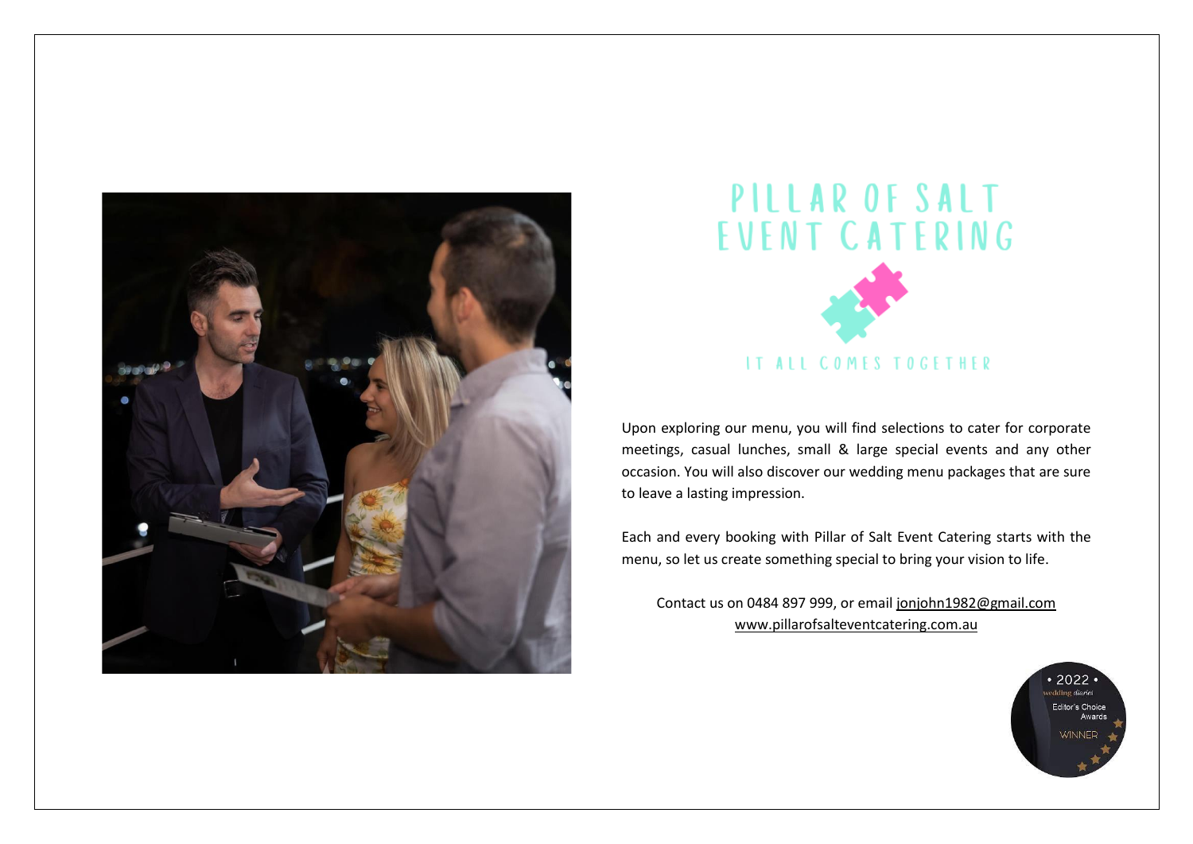# PILLAR OF SALT EVENT CATERING

IT ALL COMES TOGETHER

Upon exploring our menu, you will find selections to cater for corporate meetings, casual lunches, small & large special events and any other occasion. You will also discover our wedding menu packages that are sure to leave a lasting impression.

Each and every booking with Pillar of Salt Event Catering starts with the menu, so let us create something special to bring your vision to life.

Contact us on 0484 897 999, or email jonjohn1982@gmail.com
www.pillarofsalteventcatering.com.au

• 2022 •
wedding diaries
Editor's Choice Awards
WINNER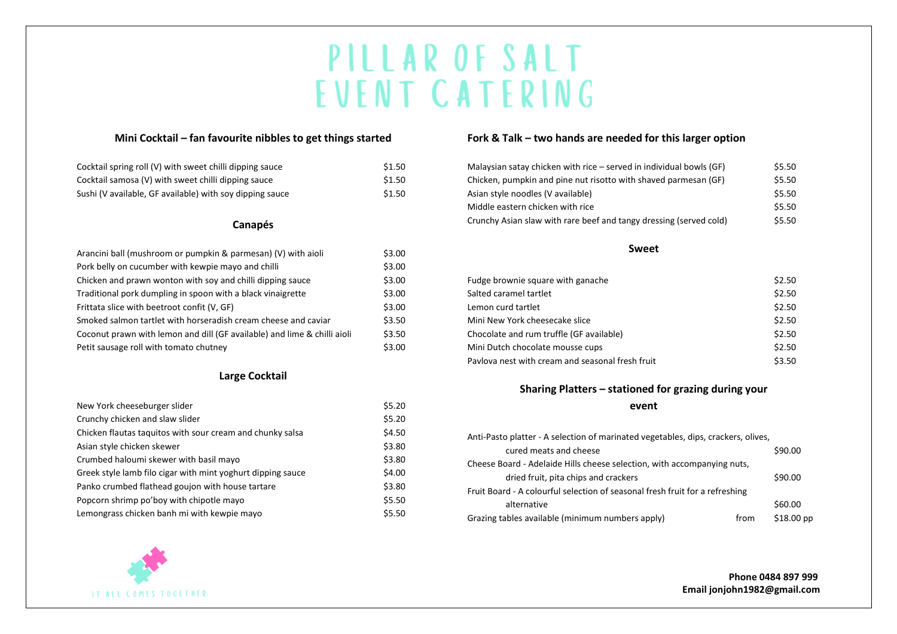# PILLAR OF SALT EVENT CATERING

## Mini Cocktail – fan favourite nibbles to get things started

| Item | Price |
|---|---|
| Cocktail spring roll (V) with sweet chilli dipping sauce | $1.50 |
| Cocktail samosa (V) with sweet chilli dipping sauce | $1.50 |
| Sushi (V available, GF available) with soy dipping sauce | $1.50 |

## Canapés

| Item | Price |
|---|---|
| Arancini ball (mushroom or pumpkin & parmesan) (V) with aioli | $3.00 |
| Pork belly on cucumber with kewpie mayo and chilli | $3.00 |
| Chicken and prawn wonton with soy and chilli dipping sauce | $3.00 |
| Traditional pork dumpling in spoon with a black vinaigrette | $3.00 |
| Frittata slice with beetroot confit (V, GF) | $3.00 |
| Smoked salmon tartlet with horseradish cream cheese and caviar | $3.50 |
| Coconut prawn with lemon and dill (GF available) and lime & chilli aioli | $3.50 |
| Petit sausage roll with tomato chutney | $3.00 |

## Large Cocktail

| Item | Price |
|---|---|
| New York cheeseburger slider | $5.20 |
| Crunchy chicken and slaw slider | $5.20 |
| Chicken flautas taquitos with sour cream and chunky salsa | $4.50 |
| Asian style chicken skewer | $3.80 |
| Crumbed haloumi skewer with basil mayo | $3.80 |
| Greek style lamb filo cigar with mint yoghurt dipping sauce | $4.00 |
| Panko crumbed flathead goujon with house tartare | $3.80 |
| Popcorn shrimp po'boy with chipotle mayo | $5.50 |
| Lemongrass chicken banh mi with kewpie mayo | $5.50 |

## Fork & Talk – two hands are needed for this larger option

| Item | Price |
|---|---|
| Malaysian satay chicken with rice – served in individual bowls (GF) | $5.50 |
| Chicken, pumpkin and pine nut risotto with shaved parmesan (GF) | $5.50 |
| Asian style noodles (V available) | $5.50 |
| Middle eastern chicken with rice | $5.50 |
| Crunchy Asian slaw with rare beef and tangy dressing (served cold) | $5.50 |

## Sweet

| Item | Price |
|---|---|
| Fudge brownie square with ganache | $2.50 |
| Salted caramel tartlet | $2.50 |
| Lemon curd tartlet | $2.50 |
| Mini New York cheesecake slice | $2.50 |
| Chocolate and rum truffle (GF available) | $2.50 |
| Mini Dutch chocolate mousse cups | $2.50 |
| Pavlova nest with cream and seasonal fresh fruit | $3.50 |

## Sharing Platters – stationed for grazing during your event

| Item | Price |
|---|---|
| Anti-Pasto platter - A selection of marinated vegetables, dips, crackers, olives, cured meats and cheese | $90.00 |
| Cheese Board - Adelaide Hills cheese selection, with accompanying nuts, dried fruit, pita chips and crackers | $90.00 |
| Fruit Board - A colourful selection of seasonal fresh fruit for a refreshing alternative | $60.00 |
| Grazing tables available (minimum numbers apply) | from $18.00 pp |

IT ALL COMES TOGETHER

**Phone 0484 897 999**
**Email jonjohn1982@gmail.com**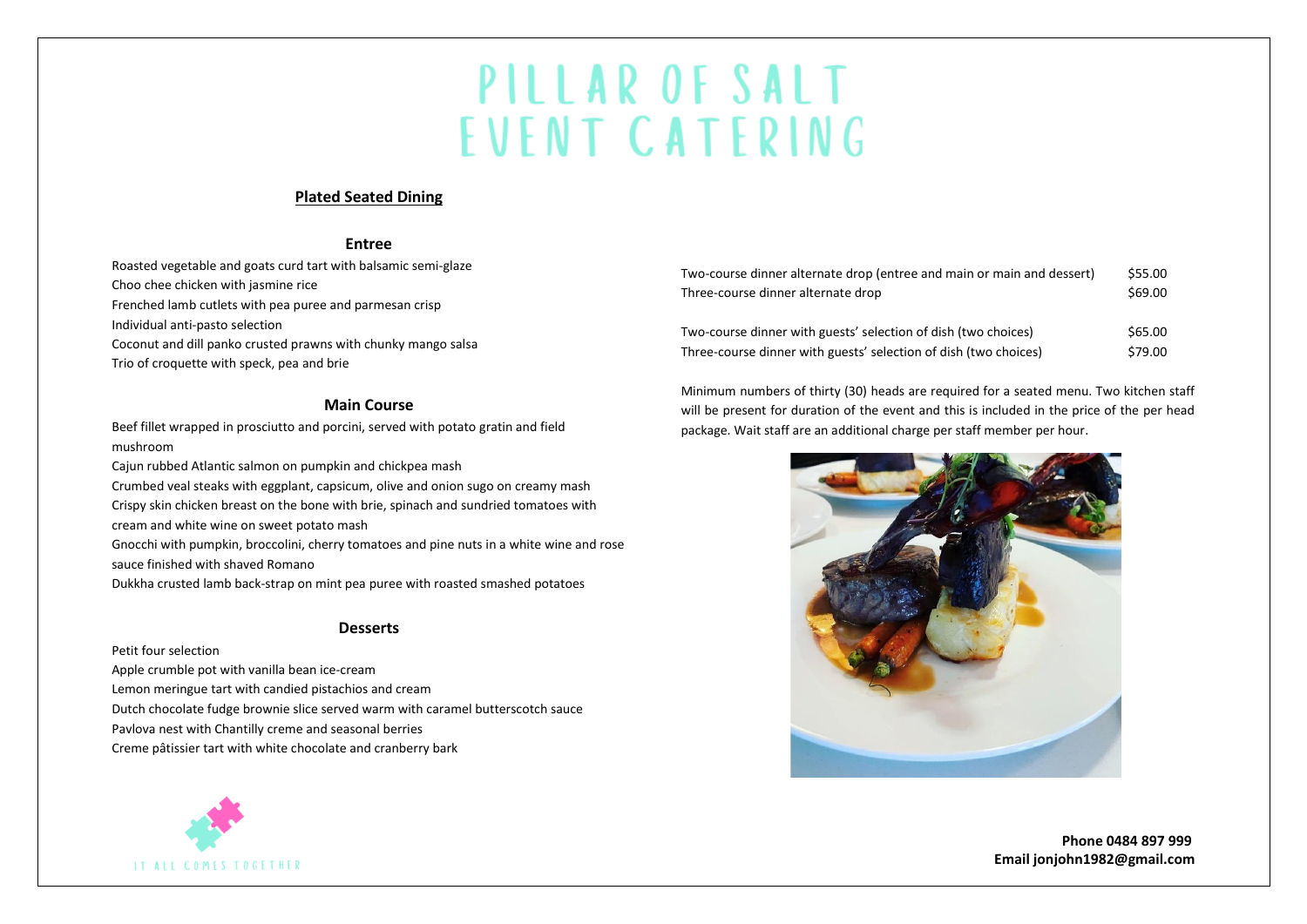# PILLAR OF SALT EVENT CATERING

## Plated Seated Dining

### Entree

Roasted vegetable and goats curd tart with balsamic semi-glaze
Choo chee chicken with jasmine rice
Frenched lamb cutlets with pea puree and parmesan crisp
Individual anti-pasto selection
Coconut and dill panko crusted prawns with chunky mango salsa
Trio of croquette with speck, pea and brie

### Main Course

Beef fillet wrapped in prosciutto and porcini, served with potato gratin and field mushroom
Cajun rubbed Atlantic salmon on pumpkin and chickpea mash
Crumbed veal steaks with eggplant, capsicum, olive and onion sugo on creamy mash
Crispy skin chicken breast on the bone with brie, spinach and sundried tomatoes with cream and white wine on sweet potato mash
Gnocchi with pumpkin, broccolini, cherry tomatoes and pine nuts in a white wine and rose sauce finished with shaved Romano
Dukkha crusted lamb back-strap on mint pea puree with roasted smashed potatoes

### Desserts

Petit four selection
Apple crumble pot with vanilla bean ice-cream
Lemon meringue tart with candied pistachios and cream
Dutch chocolate fudge brownie slice served warm with caramel butterscotch sauce
Pavlova nest with Chantilly creme and seasonal berries
Creme pâtissier tart with white chocolate and cranberry bark

| | |
|---|---|
| Two-course dinner alternate drop (entree and main or main and dessert) | $55.00 |
| Three-course dinner alternate drop | $69.00 |
| Two-course dinner with guests' selection of dish (two choices) | $65.00 |
| Three-course dinner with guests' selection of dish (two choices) | $79.00 |

Minimum numbers of thirty (30) heads are required for a seated menu. Two kitchen staff will be present for duration of the event and this is included in the price of the per head package. Wait staff are an additional charge per staff member per hour.

IT ALL COMES TOGETHER

**Phone 0484 897 999**
**Email jonjohn1982@gmail.com**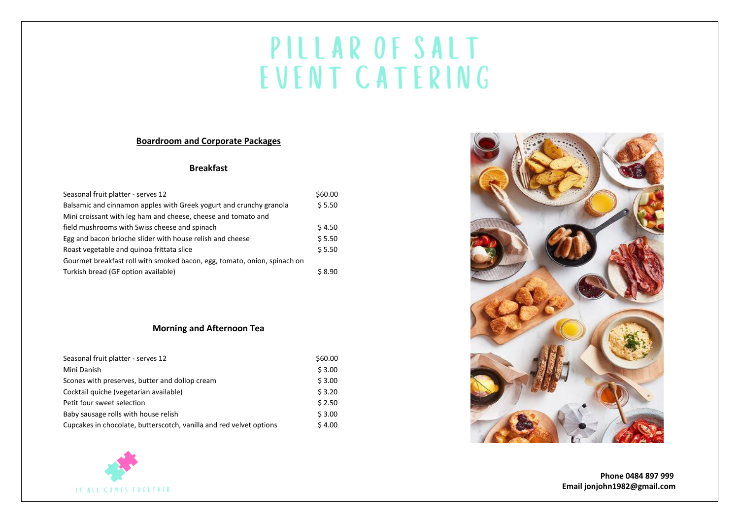# PILLAR OF SALT
# EVENT CATERING

## Boardroom and Corporate Packages

### Breakfast

| Item | Price |
|---|---|
| Seasonal fruit platter - serves 12 | $60.00 |
| Balsamic and cinnamon apples with Greek yogurt and crunchy granola | $ 5.50 |
| Mini croissant with leg ham and cheese, cheese and tomato and field mushrooms with Swiss cheese and spinach | $ 4.50 |
| Egg and bacon brioche slider with house relish and cheese | $ 5.50 |
| Roast vegetable and quinoa frittata slice | $ 5.50 |
| Gourmet breakfast roll with smoked bacon, egg, tomato, onion, spinach on Turkish bread (GF option available) | $ 8.90 |

### Morning and Afternoon Tea

| Item | Price |
|---|---|
| Seasonal fruit platter - serves 12 | $60.00 |
| Mini Danish | $ 3.00 |
| Scones with preserves, butter and dollop cream | $ 3.00 |
| Cocktail quiche (vegetarian available) | $ 3.20 |
| Petit four sweet selection | $ 2.50 |
| Baby sausage rolls with house relish | $ 3.00 |
| Cupcakes in chocolate, butterscotch, vanilla and red velvet options | $ 4.00 |

IT ALL COMES TOGETHER

**Phone 0484 897 999**
**Email jonjohn1982@gmail.com**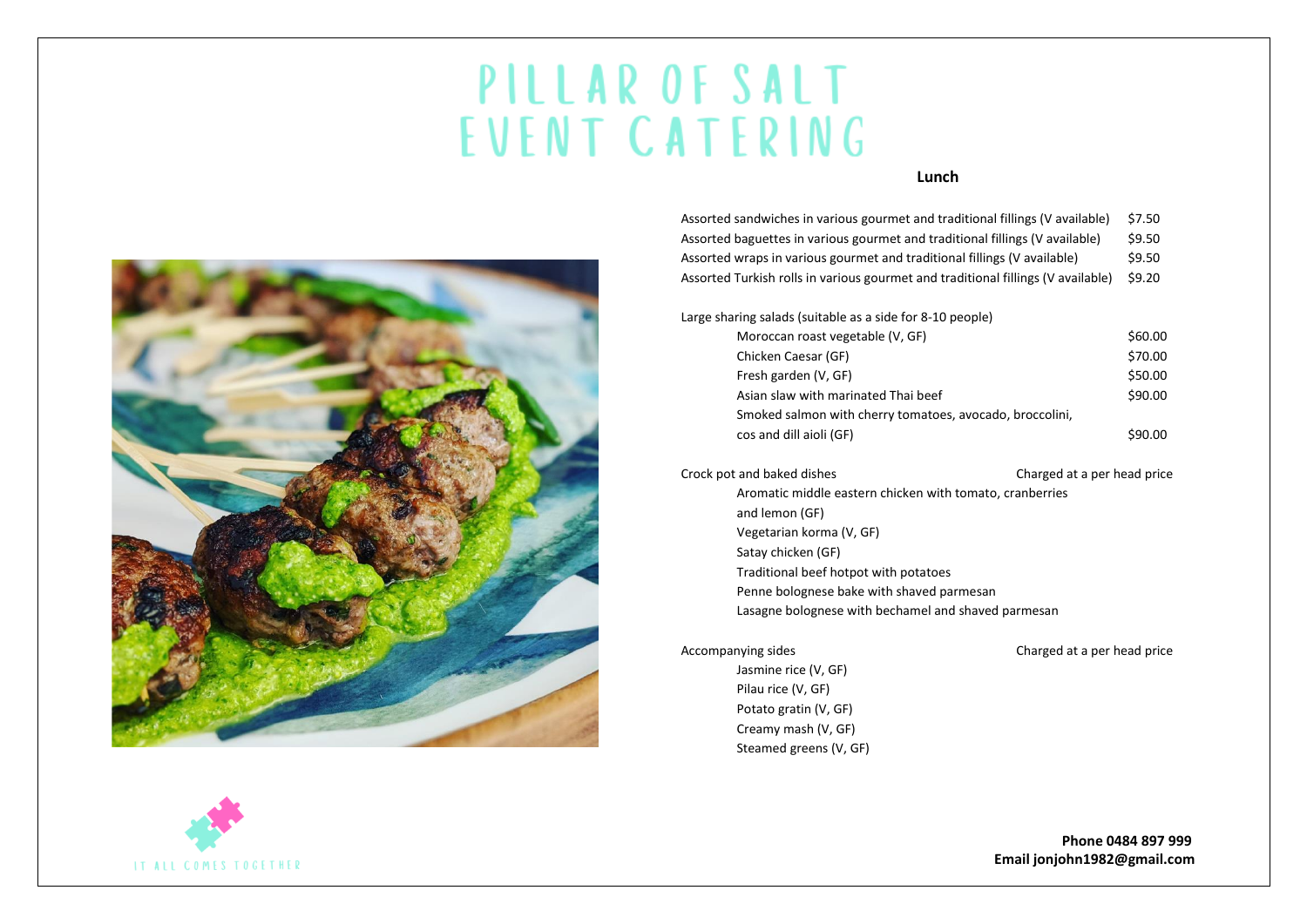# PILLAR OF SALT EVENT CATERING

## Lunch

| Item | Price |
| --- | --- |
| Assorted sandwiches in various gourmet and traditional fillings (V available) | $7.50 |
| Assorted baguettes in various gourmet and traditional fillings (V available) | $9.50 |
| Assorted wraps in various gourmet and traditional fillings (V available) | $9.50 |
| Assorted Turkish rolls in various gourmet and traditional fillings (V available) | $9.20 |

Large sharing salads (suitable as a side for 8-10 people)

| Item | Price |
| --- | --- |
| Moroccan roast vegetable (V, GF) | $60.00 |
| Chicken Caesar (GF) | $70.00 |
| Fresh garden (V, GF) | $50.00 |
| Asian slaw with marinated Thai beef | $90.00 |
| Smoked salmon with cherry tomatoes, avocado, broccolini, cos and dill aioli (GF) | $90.00 |

Crock pot and baked dishes — Charged at a per head price

- Aromatic middle eastern chicken with tomato, cranberries and lemon (GF)
- Vegetarian korma (V, GF)
- Satay chicken (GF)
- Traditional beef hotpot with potatoes
- Penne bolognese bake with shaved parmesan
- Lasagne bolognese with bechamel and shaved parmesan

Accompanying sides — Charged at a per head price

- Jasmine rice (V, GF)
- Pilau rice (V, GF)
- Potato gratin (V, GF)
- Creamy mash (V, GF)
- Steamed greens (V, GF)

IT ALL COMES TOGETHER

**Phone 0484 897 999**
**Email jonjohn1982@gmail.com**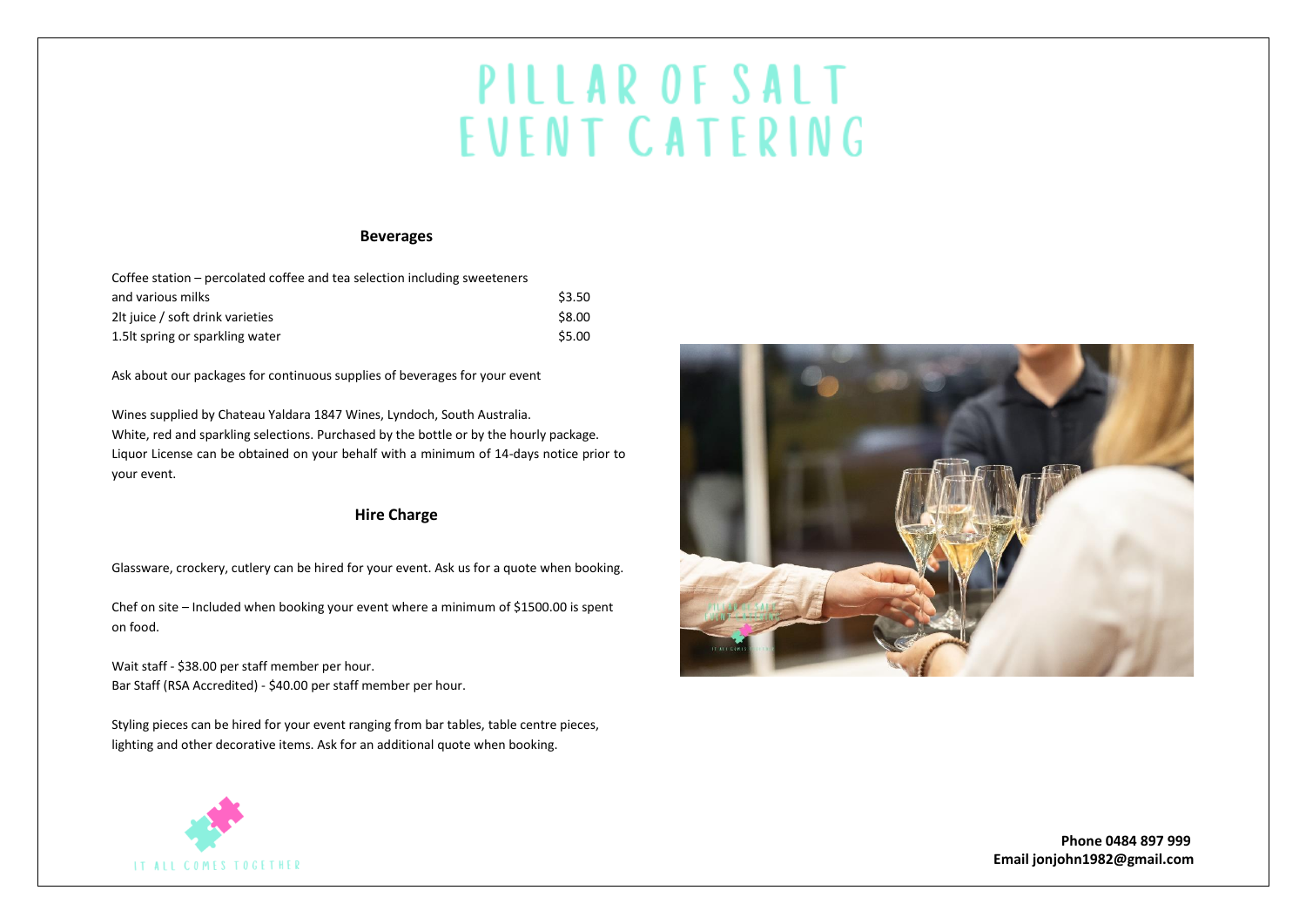# PILLAR OF SALT EVENT CATERING

## Beverages

| Item | Price |
| --- | --- |
| Coffee station – percolated coffee and tea selection including sweeteners and various milks | $3.50 |
| 2lt juice / soft drink varieties | $8.00 |
| 1.5lt spring or sparkling water | $5.00 |

Ask about our packages for continuous supplies of beverages for your event

Wines supplied by Chateau Yaldara 1847 Wines, Lyndoch, South Australia.
White, red and sparkling selections. Purchased by the bottle or by the hourly package.
Liquor License can be obtained on your behalf with a minimum of 14-days notice prior to your event.

## Hire Charge

Glassware, crockery, cutlery can be hired for your event. Ask us for a quote when booking.

Chef on site – Included when booking your event where a minimum of $1500.00 is spent on food.

Wait staff - $38.00 per staff member per hour.
Bar Staff (RSA Accredited) - $40.00 per staff member per hour.

Styling pieces can be hired for your event ranging from bar tables, table centre pieces, lighting and other decorative items. Ask for an additional quote when booking.

IT ALL COMES TOGETHER

**Phone 0484 897 999**
**Email jonjohn1982@gmail.com**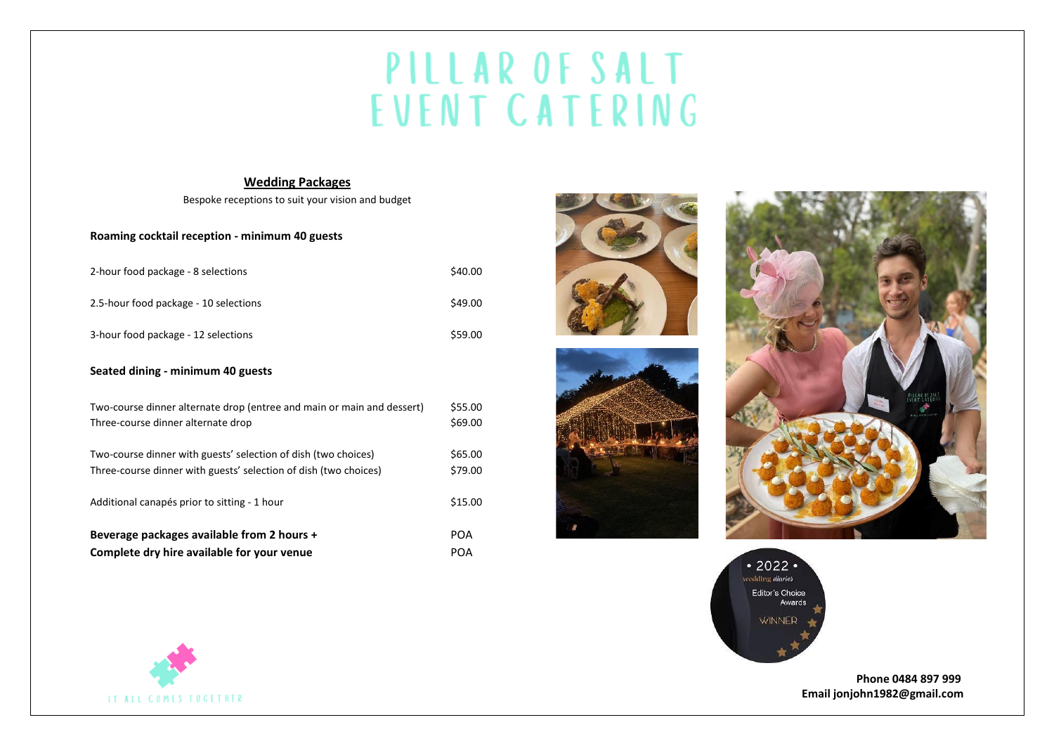# PILLAR OF SALT EVENT CATERING

## Wedding Packages

Bespoke receptions to suit your vision and budget

**Roaming cocktail reception - minimum 40 guests**

| | |
|---|---|
| 2-hour food package - 8 selections | $40.00 |
| 2.5-hour food package - 10 selections | $49.00 |
| 3-hour food package - 12 selections | $59.00 |

**Seated dining - minimum 40 guests**

| | |
|---|---|
| Two-course dinner alternate drop (entree and main or main and dessert) | $55.00 |
| Three-course dinner alternate drop | $69.00 |
| Two-course dinner with guests' selection of dish (two choices) | $65.00 |
| Three-course dinner with guests' selection of dish (two choices) | $79.00 |
| Additional canapés prior to sitting - 1 hour | $15.00 |
| **Beverage packages available from 2 hours +** | POA |
| **Complete dry hire available for your venue** | POA |

• 2022 • wedding diaries Editor's Choice Awards WINNER

IT ALL COMES TOGETHER

**Phone 0484 897 999**
**Email jonjohn1982@gmail.com**